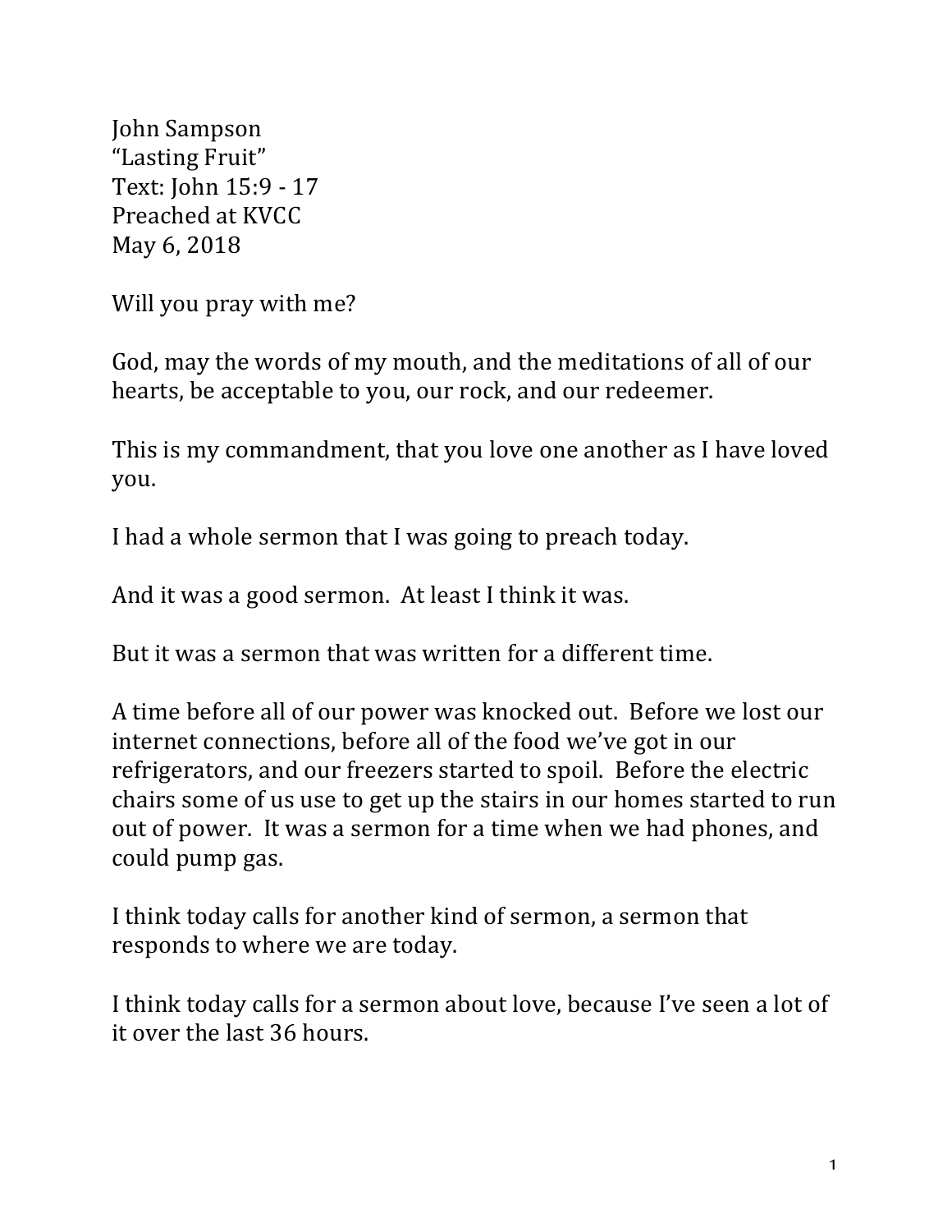John Sampson
"Lasting Fruit"
Text: John 15:9 - 17
Preached at KVCC
May 6, 2018

Will you pray with me?

God, may the words of my mouth, and the meditations of all of our hearts, be acceptable to you, our rock, and our redeemer.

This is my commandment, that you love one another as I have loved you.

I had a whole sermon that I was going to preach today.

And it was a good sermon. At least I think it was.

But it was a sermon that was written for a different time.

A time before all of our power was knocked out. Before we lost our internet connections, before all of the food we've got in our refrigerators, and our freezers started to spoil. Before the electric chairs some of us use to get up the stairs in our homes started to run out of power. It was a sermon for a time when we had phones, and could pump gas.

I think today calls for another kind of sermon, a sermon that responds to where we are today.

I think today calls for a sermon about love, because I've seen a lot of it over the last 36 hours.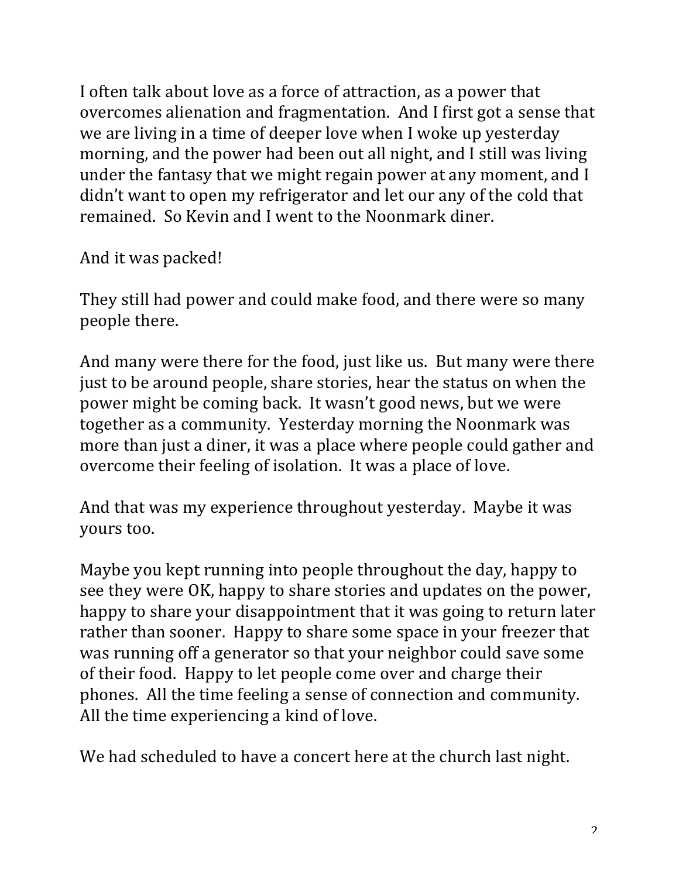I often talk about love as a force of attraction, as a power that overcomes alienation and fragmentation. And I first got a sense that we are living in a time of deeper love when I woke up yesterday morning, and the power had been out all night, and I still was living under the fantasy that we might regain power at any moment, and I didn't want to open my refrigerator and let our any of the cold that remained. So Kevin and I went to the Noonmark diner.

And it was packed!

They still had power and could make food, and there were so many people there.

And many were there for the food, just like us. But many were there just to be around people, share stories, hear the status on when the power might be coming back. It wasn't good news, but we were together as a community. Yesterday morning the Noonmark was more than just a diner, it was a place where people could gather and overcome their feeling of isolation. It was a place of love.

And that was my experience throughout yesterday. Maybe it was yours too.

Maybe you kept running into people throughout the day, happy to see they were OK, happy to share stories and updates on the power, happy to share your disappointment that it was going to return later rather than sooner. Happy to share some space in your freezer that was running off a generator so that your neighbor could save some of their food. Happy to let people come over and charge their phones. All the time feeling a sense of connection and community. All the time experiencing a kind of love.

We had scheduled to have a concert here at the church last night.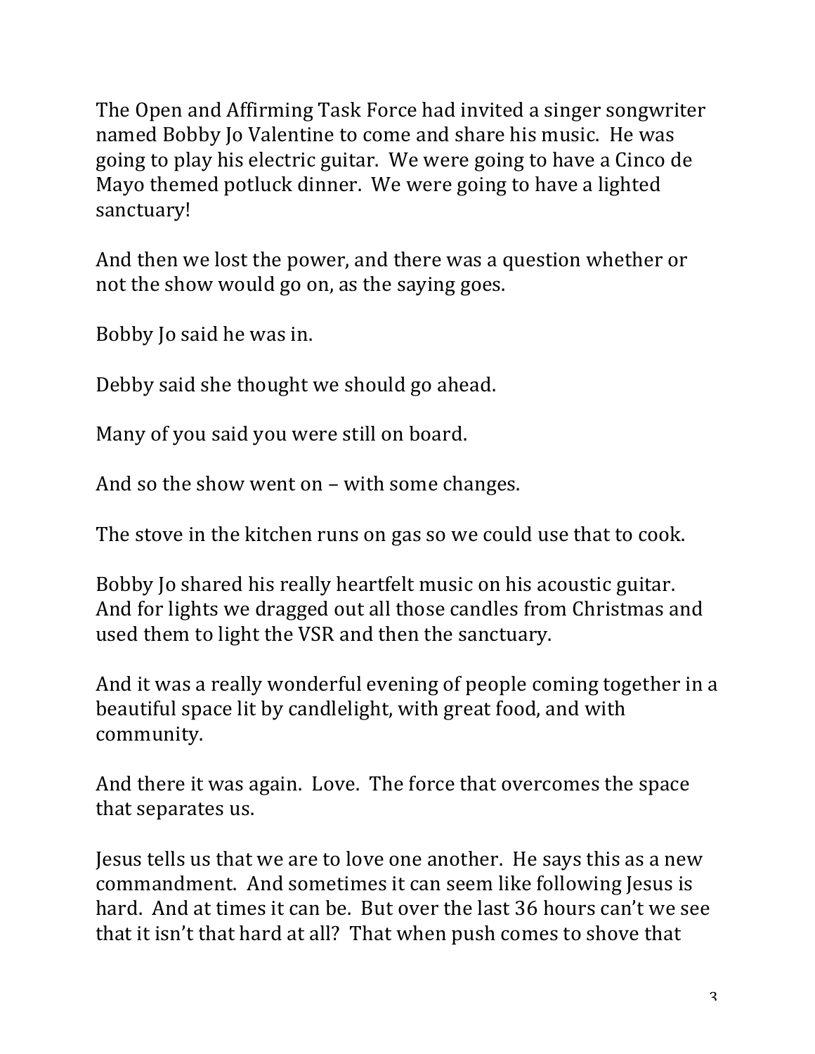The Open and Affirming Task Force had invited a singer songwriter named Bobby Jo Valentine to come and share his music. He was going to play his electric guitar. We were going to have a Cinco de Mayo themed potluck dinner. We were going to have a lighted sanctuary!

And then we lost the power, and there was a question whether or not the show would go on, as the saying goes.

Bobby Jo said he was in.

Debby said she thought we should go ahead.

Many of you said you were still on board.

And so the show went on – with some changes.

The stove in the kitchen runs on gas so we could use that to cook.

Bobby Jo shared his really heartfelt music on his acoustic guitar. And for lights we dragged out all those candles from Christmas and used them to light the VSR and then the sanctuary.

And it was a really wonderful evening of people coming together in a beautiful space lit by candlelight, with great food, and with community.

And there it was again. Love. The force that overcomes the space that separates us.

Jesus tells us that we are to love one another. He says this as a new commandment. And sometimes it can seem like following Jesus is hard. And at times it can be. But over the last 36 hours can't we see that it isn't that hard at all? That when push comes to shove that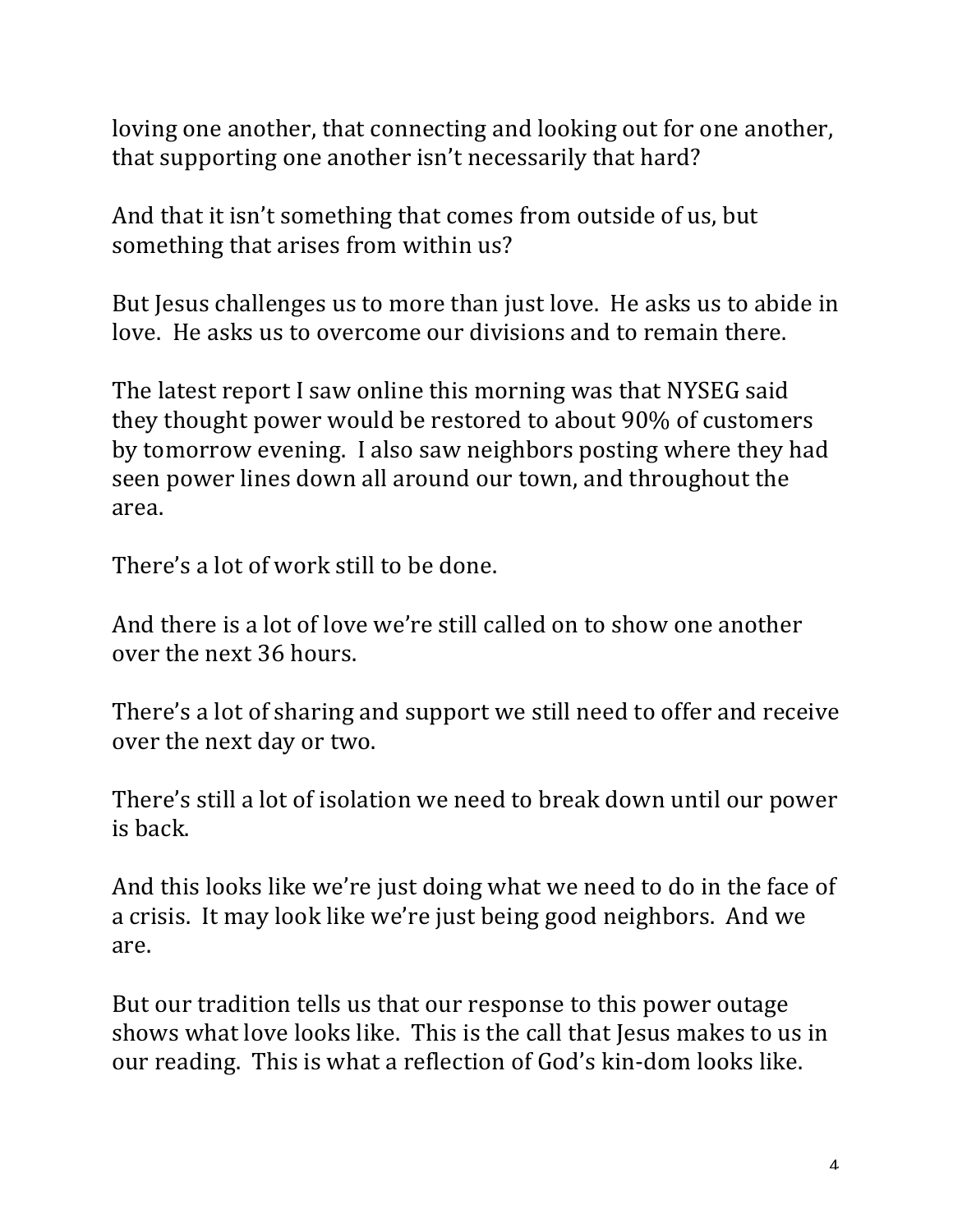loving one another, that connecting and looking out for one another, that supporting one another isn't necessarily that hard?

And that it isn't something that comes from outside of us, but something that arises from within us?

But Jesus challenges us to more than just love. He asks us to abide in love. He asks us to overcome our divisions and to remain there.

The latest report I saw online this morning was that NYSEG said they thought power would be restored to about 90% of customers by tomorrow evening. I also saw neighbors posting where they had seen power lines down all around our town, and throughout the area.

There's a lot of work still to be done.

And there is a lot of love we're still called on to show one another over the next 36 hours.

There's a lot of sharing and support we still need to offer and receive over the next day or two.

There's still a lot of isolation we need to break down until our power is back.

And this looks like we're just doing what we need to do in the face of a crisis. It may look like we're just being good neighbors. And we are.

But our tradition tells us that our response to this power outage shows what love looks like. This is the call that Jesus makes to us in our reading. This is what a reflection of God's kin-dom looks like.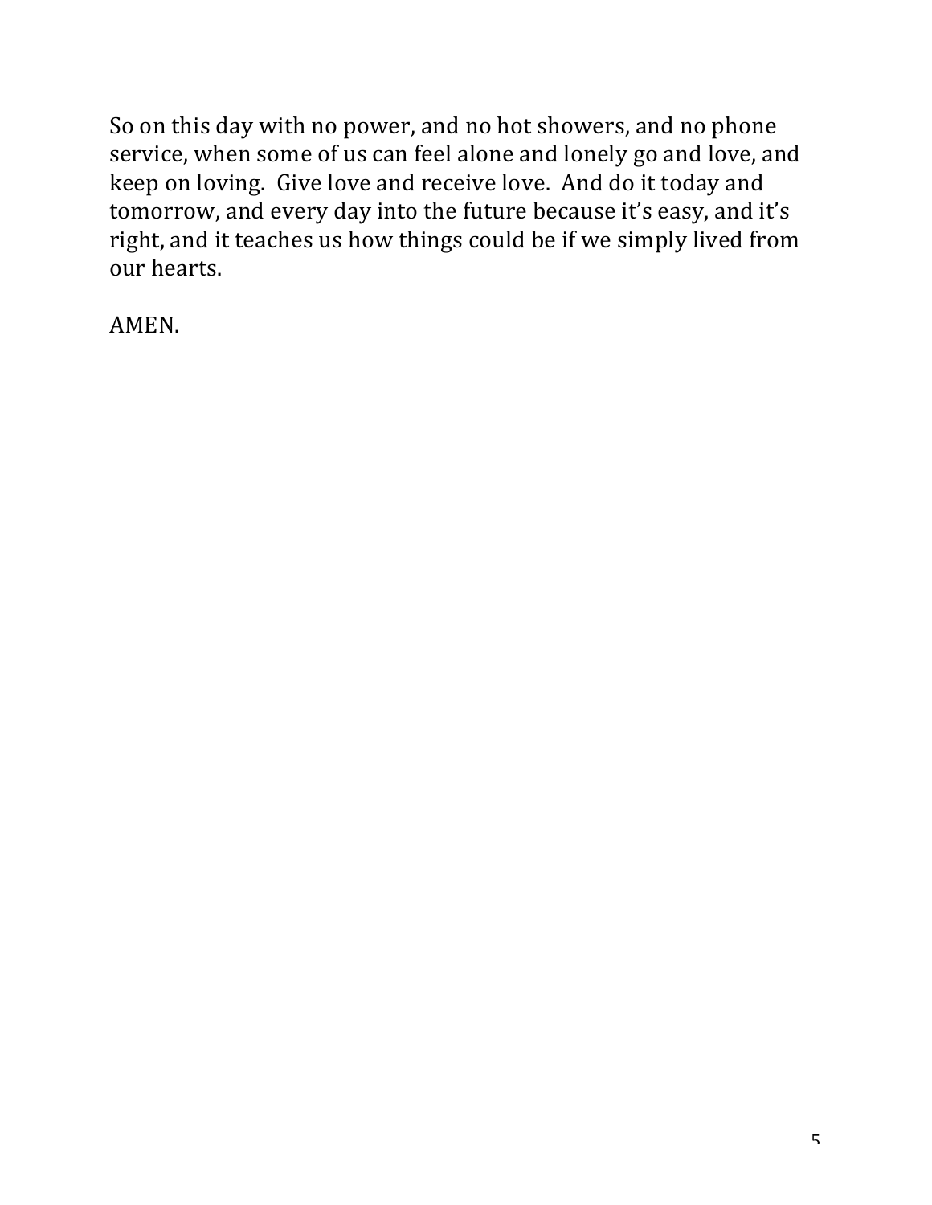So on this day with no power, and no hot showers, and no phone service, when some of us can feel alone and lonely go and love, and keep on loving. Give love and receive love. And do it today and tomorrow, and every day into the future because it's easy, and it's right, and it teaches us how things could be if we simply lived from our hearts.

AMEN.